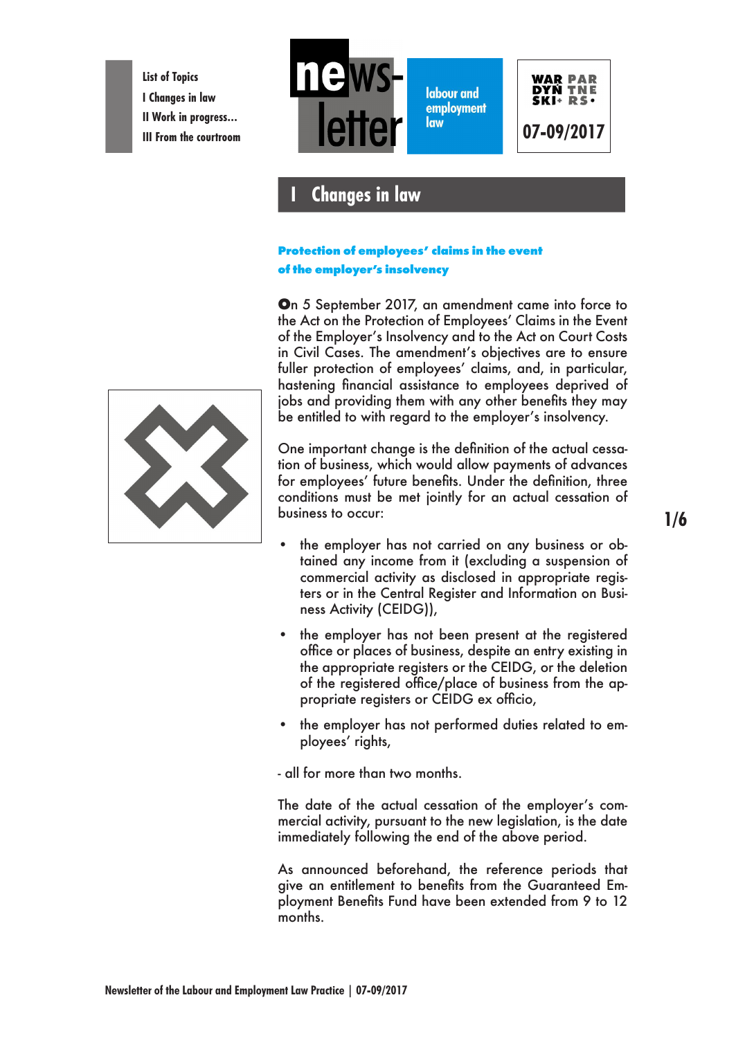List of Topics

I Changes in law

II Work in progress...

III From the courtroom

news-letter

labour and employment law

WAR PAR DYN TNE SKI+ RS•

07-09/2017

# I Changes in law

### Protection of employees' claims in the event of the employer's insolvency

On 5 September 2017, an amendment came into force to the Act on the Protection of Employees' Claims in the Event of the Employer's Insolvency and to the Act on Court Costs in Civil Cases. The amendment's objectives are to ensure fuller protection of employees' claims, and, in particular, hastening financial assistance to employees deprived of jobs and providing them with any other benefits they may be entitled to with regard to the employer's insolvency.

One important change is the definition of the actual cessation of business, which would allow payments of advances for employees' future benefits. Under the definition, three conditions must be met jointly for an actual cessation of business to occur:

- the employer has not carried on any business or obtained any income from it (excluding a suspension of commercial activity as disclosed in appropriate registers or in the Central Register and Information on Business Activity (CEIDG)),
- the employer has not been present at the registered office or places of business, despite an entry existing in the appropriate registers or the CEIDG, or the deletion of the registered office/place of business from the appropriate registers or CEIDG ex officio,
- the employer has not performed duties related to employees' rights,

- all for more than two months.

The date of the actual cessation of the employer's commercial activity, pursuant to the new legislation, is the date immediately following the end of the above period.

As announced beforehand, the reference periods that give an entitlement to benefits from the Guaranteed Employment Benefits Fund have been extended from 9 to 12 months.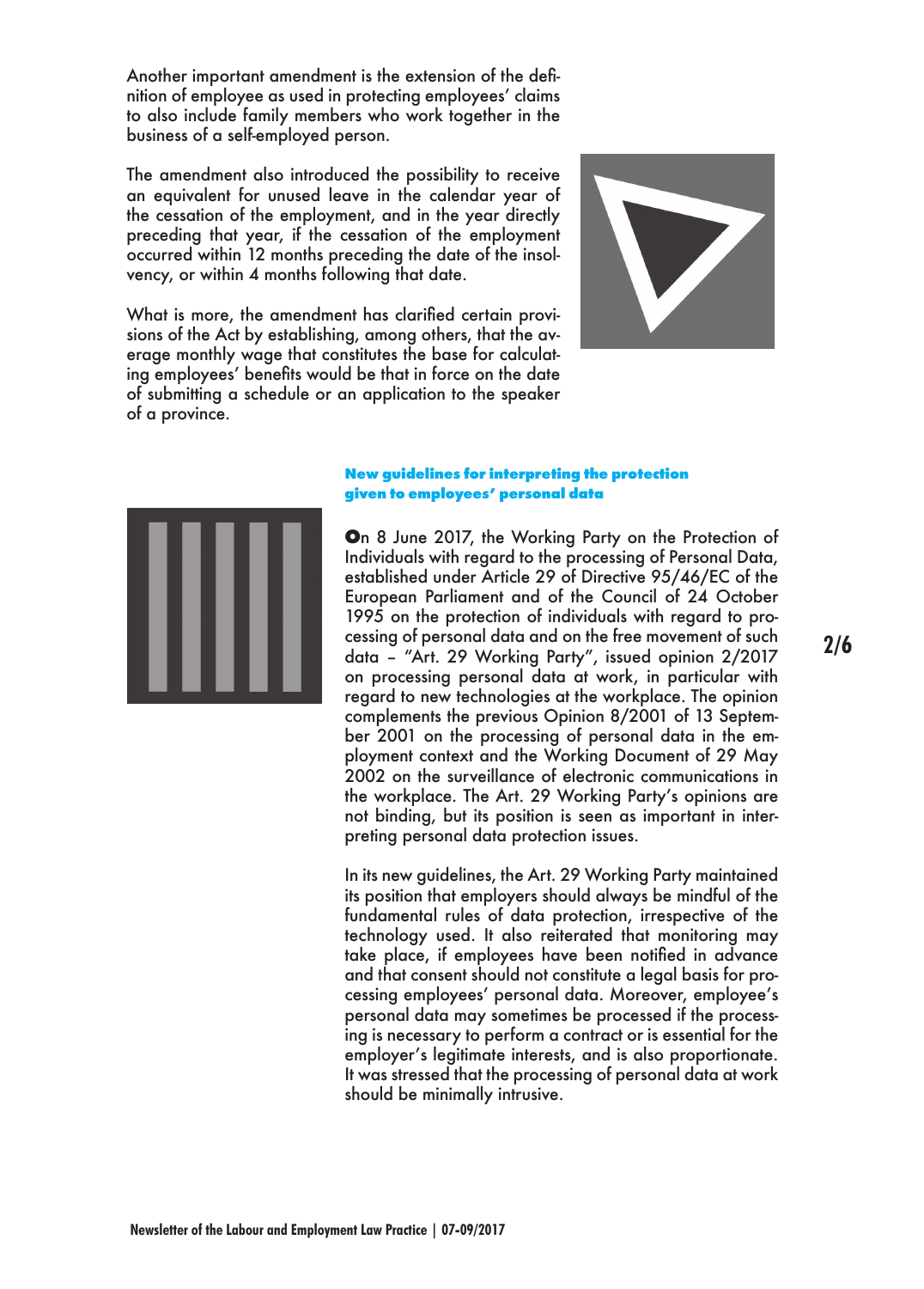Another important amendment is the extension of the definition of employee as used in protecting employees' claims to also include family members who work together in the business of a self-employed person.

The amendment also introduced the possibility to receive an equivalent for unused leave in the calendar year of the cessation of the employment, and in the year directly preceding that year, if the cessation of the employment occurred within 12 months preceding the date of the insolvency, or within 4 months following that date.

What is more, the amendment has clarified certain provisions of the Act by establishing, among others, that the average monthly wage that constitutes the base for calculating employees' benefits would be that in force on the date of submitting a schedule or an application to the speaker of a province.

### New guidelines for interpreting the protection given to employees' personal data

On 8 June 2017, the Working Party on the Protection of Individuals with regard to the processing of Personal Data, established under Article 29 of Directive 95/46/EC of the European Parliament and of the Council of 24 October 1995 on the protection of individuals with regard to processing of personal data and on the free movement of such data – "Art. 29 Working Party", issued opinion 2/2017 on processing personal data at work, in particular with regard to new technologies at the workplace. The opinion complements the previous Opinion 8/2001 of 13 September 2001 on the processing of personal data in the employment context and the Working Document of 29 May 2002 on the surveillance of electronic communications in the workplace. The Art. 29 Working Party's opinions are not binding, but its position is seen as important in interpreting personal data protection issues.

In its new guidelines, the Art. 29 Working Party maintained its position that employers should always be mindful of the fundamental rules of data protection, irrespective of the technology used. It also reiterated that monitoring may take place, if employees have been notified in advance and that consent should not constitute a legal basis for processing employees' personal data. Moreover, employee's personal data may sometimes be processed if the processing is necessary to perform a contract or is essential for the employer's legitimate interests, and is also proportionate. It was stressed that the processing of personal data at work should be minimally intrusive.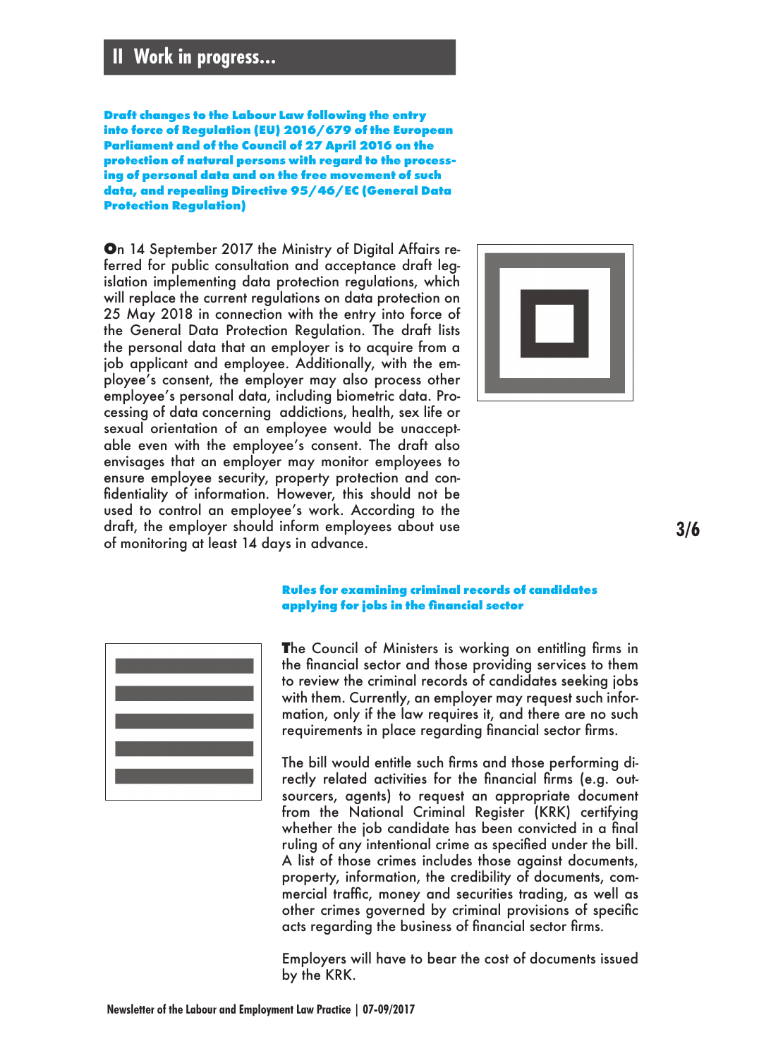## II Work in progress...

### Draft changes to the Labour Law following the entry into force of Regulation (EU) 2016/679 of the European Parliament and of the Council of 27 April 2016 on the protection of natural persons with regard to the processing of personal data and on the free movement of such data, and repealing Directive 95/46/EC (General Data Protection Regulation)

On 14 September 2017 the Ministry of Digital Affairs referred for public consultation and acceptance draft legislation implementing data protection regulations, which will replace the current regulations on data protection on 25 May 2018 in connection with the entry into force of the General Data Protection Regulation. The draft lists the personal data that an employer is to acquire from a job applicant and employee. Additionally, with the employee's consent, the employer may also process other employee's personal data, including biometric data. Processing of data concerning addictions, health, sex life or sexual orientation of an employee would be unacceptable even with the employee's consent. The draft also envisages that an employer may monitor employees to ensure employee security, property protection and confidentiality of information. However, this should not be used to control an employee's work. According to the draft, the employer should inform employees about use of monitoring at least 14 days in advance.

### Rules for examining criminal records of candidates applying for jobs in the financial sector

The Council of Ministers is working on entitling firms in the financial sector and those providing services to them to review the criminal records of candidates seeking jobs with them. Currently, an employer may request such information, only if the law requires it, and there are no such requirements in place regarding financial sector firms.

The bill would entitle such firms and those performing directly related activities for the financial firms (e.g. outsourcers, agents) to request an appropriate document from the National Criminal Register (KRK) certifying whether the job candidate has been convicted in a final ruling of any intentional crime as specified under the bill. A list of those crimes includes those against documents, property, information, the credibility of documents, commercial traffic, money and securities trading, as well as other crimes governed by criminal provisions of specific acts regarding the business of financial sector firms.

Employers will have to bear the cost of documents issued by the KRK.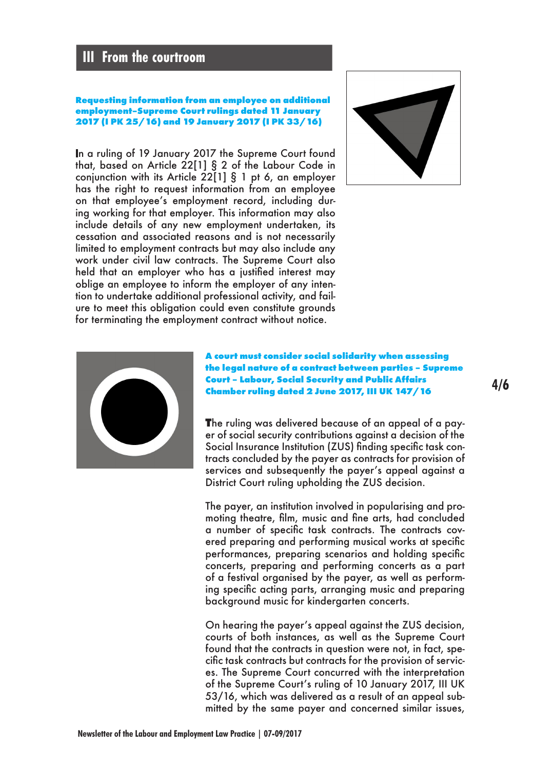# III From the courtroom

### Requesting information from an employee on additional employment–Supreme Court rulings dated 11 January 2017 (I PK 25/16) and 19 January 2017 (I PK 33/16)

In a ruling of 19 January 2017 the Supreme Court found that, based on Article 22[1] § 2 of the Labour Code in conjunction with its Article 22[1] § 1 pt 6, an employer has the right to request information from an employee on that employee's employment record, including during working for that employer. This information may also include details of any new employment undertaken, its cessation and associated reasons and is not necessarily limited to employment contracts but may also include any work under civil law contracts. The Supreme Court also held that an employer who has a justified interest may oblige an employee to inform the employer of any intention to undertake additional professional activity, and failure to meet this obligation could even constitute grounds for terminating the employment contract without notice.

### A court must consider social solidarity when assessing the legal nature of a contract between parties – Supreme Court – Labour, Social Security and Public Affairs Chamber ruling dated 2 June 2017, III UK 147/16

The ruling was delivered because of an appeal of a payer of social security contributions against a decision of the Social Insurance Institution (ZUS) finding specific task contracts concluded by the payer as contracts for provision of services and subsequently the payer's appeal against a District Court ruling upholding the ZUS decision.

The payer, an institution involved in popularising and promoting theatre, film, music and fine arts, had concluded a number of specific task contracts. The contracts covered preparing and performing musical works at specific performances, preparing scenarios and holding specific concerts, preparing and performing concerts as a part of a festival organised by the payer, as well as performing specific acting parts, arranging music and preparing background music for kindergarten concerts.

On hearing the payer's appeal against the ZUS decision, courts of both instances, as well as the Supreme Court found that the contracts in question were not, in fact, specific task contracts but contracts for the provision of services. The Supreme Court concurred with the interpretation of the Supreme Court's ruling of 10 January 2017, III UK 53/16, which was delivered as a result of an appeal submitted by the same payer and concerned similar issues,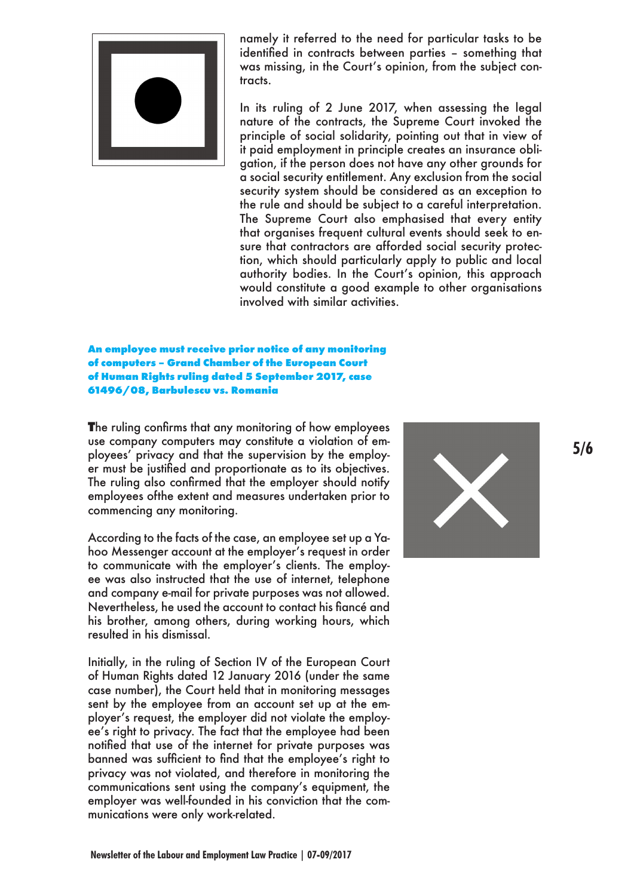namely it referred to the need for particular tasks to be identified in contracts between parties – something that was missing, in the Court's opinion, from the subject contracts.

In its ruling of 2 June 2017, when assessing the legal nature of the contracts, the Supreme Court invoked the principle of social solidarity, pointing out that in view of it paid employment in principle creates an insurance obligation, if the person does not have any other grounds for a social security entitlement. Any exclusion from the social security system should be considered as an exception to the rule and should be subject to a careful interpretation. The Supreme Court also emphasised that every entity that organises frequent cultural events should seek to ensure that contractors are afforded social security protection, which should particularly apply to public and local authority bodies. In the Court's opinion, this approach would constitute a good example to other organisations involved with similar activities.

### An employee must receive prior notice of any monitoring of computers – Grand Chamber of the European Court of Human Rights ruling dated 5 September 2017, case 61496/08, Barbulescu vs. Romania

The ruling confirms that any monitoring of how employees use company computers may constitute a violation of employees' privacy and that the supervision by the employer must be justified and proportionate as to its objectives. The ruling also confirmed that the employer should notify employees ofthe extent and measures undertaken prior to commencing any monitoring.

According to the facts of the case, an employee set up a Yahoo Messenger account at the employer's request in order to communicate with the employer's clients. The employee was also instructed that the use of internet, telephone and company e-mail for private purposes was not allowed. Nevertheless, he used the account to contact his fiancé and his brother, among others, during working hours, which resulted in his dismissal.

Initially, in the ruling of Section IV of the European Court of Human Rights dated 12 January 2016 (under the same case number), the Court held that in monitoring messages sent by the employee from an account set up at the employer's request, the employer did not violate the employee's right to privacy. The fact that the employee had been notified that use of the internet for private purposes was banned was sufficient to find that the employee's right to privacy was not violated, and therefore in monitoring the communications sent using the company's equipment, the employer was well-founded in his conviction that the communications were only work-related.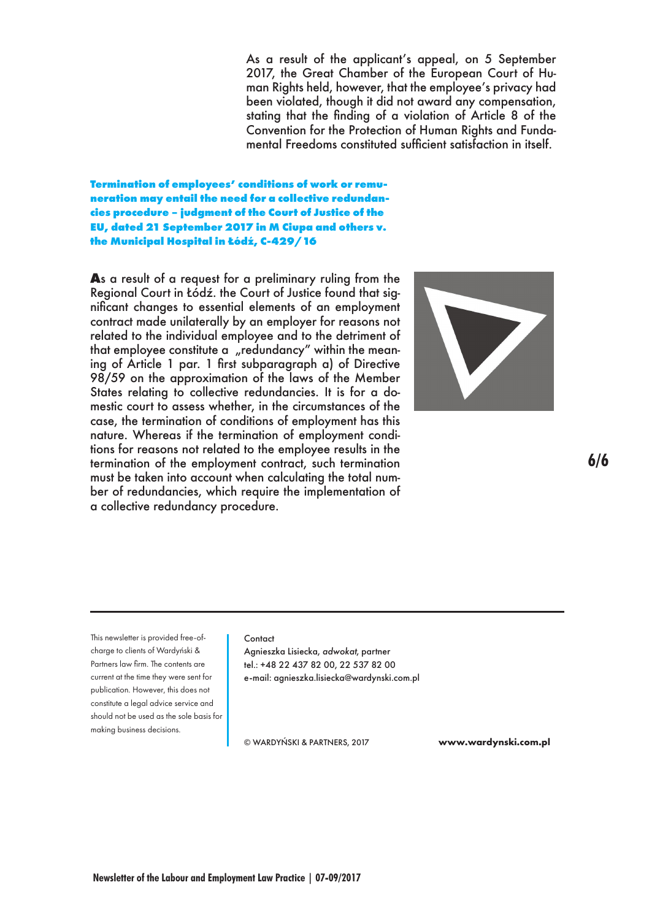As a result of the applicant's appeal, on 5 September 2017, the Great Chamber of the European Court of Human Rights held, however, that the employee's privacy had been violated, though it did not award any compensation, stating that the finding of a violation of Article 8 of the Convention for the Protection of Human Rights and Fundamental Freedoms constituted sufficient satisfaction in itself.

### Termination of employees' conditions of work or remuneration may entail the need for a collective redundancies procedure – judgment of the Court of Justice of the EU, dated 21 September 2017 in M Ciupa and others v. the Municipal Hospital in Łódź, C-429/16

**A**s a result of a request for a preliminary ruling from the Regional Court in Łódź. the Court of Justice found that significant changes to essential elements of an employment contract made unilaterally by an employer for reasons not related to the individual employee and to the detriment of that employee constitute a „redundancy" within the meaning of Article 1 par. 1 first subparagraph a) of Directive 98/59 on the approximation of the laws of the Member States relating to collective redundancies. It is for a domestic court to assess whether, in the circumstances of the case, the termination of conditions of employment has this nature. Whereas if the termination of employment conditions for reasons not related to the employee results in the termination of the employment contract, such termination must be taken into account when calculating the total number of redundancies, which require the implementation of a collective redundancy procedure.

---

This newsletter is provided free-of-charge to clients of Wardyński & Partners law firm. The contents are current at the time they were sent for publication. However, this does not constitute a legal advice service and should not be used as the sole basis for making business decisions.

Contact
Agnieszka Lisiecka, *adwokat*, partner
tel.: +48 22 437 82 00, 22 537 82 00
e-mail: agnieszka.lisiecka@wardynski.com.pl

© WARDYŃSKI & PARTNERS, 2017

**www.wardynski.com.pl**